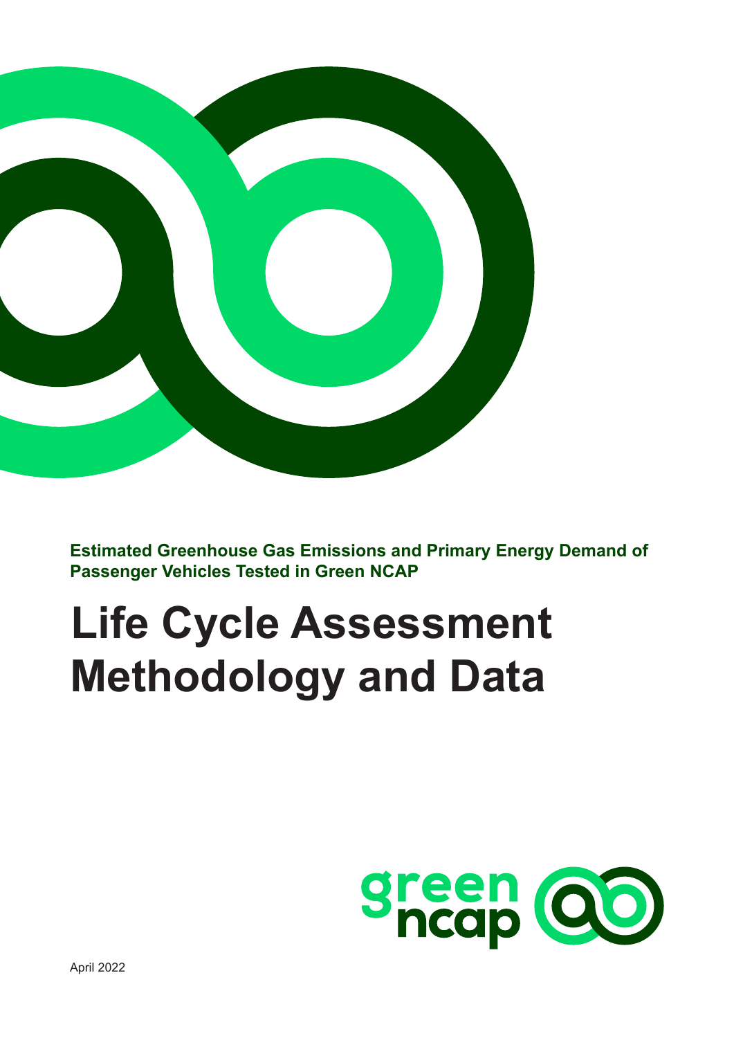**Estimated Greenhouse Gas Emissions and Primary Energy Demand of Passenger Vehicles Tested in Green NCAP**

# Life Cycle Assessment Methodology and Data

April 2022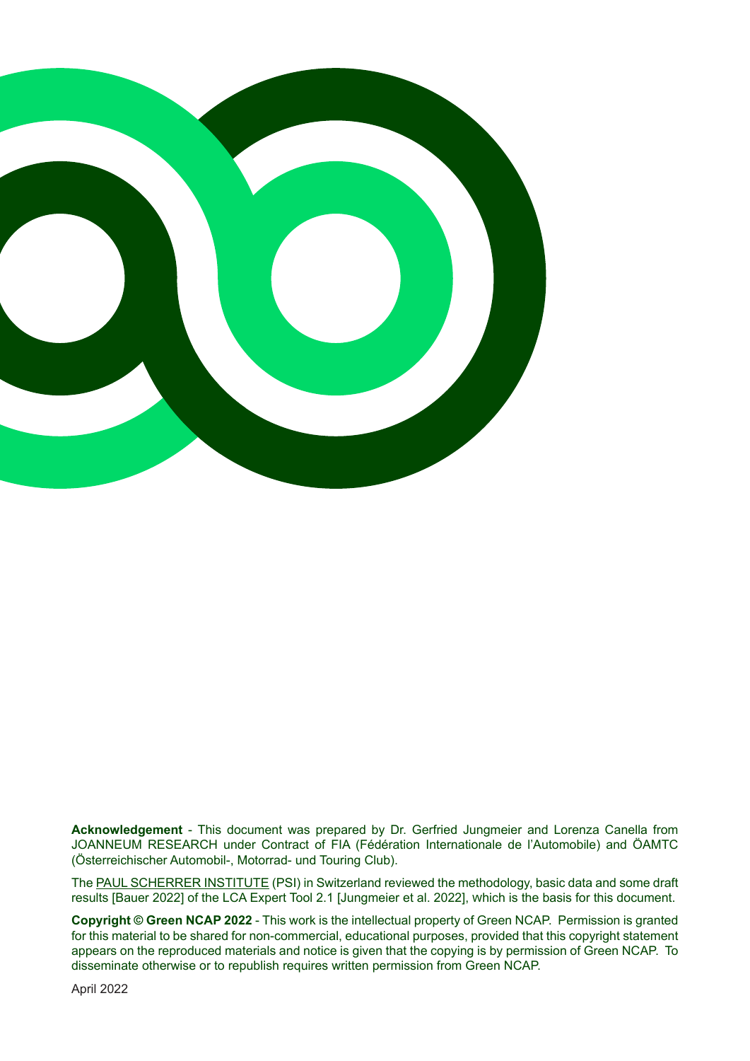**Acknowledgement** - This document was prepared by Dr. Gerfried Jungmeier and Lorenza Canella from JOANNEUM RESEARCH under Contract of FIA (Fédération Internationale de l'Automobile) and ÖAMTC (Österreichischer Automobil-, Motorrad- und Touring Club).

The PAUL SCHERRER INSTITUTE (PSI) in Switzerland reviewed the methodology, basic data and some draft results [Bauer 2022] of the LCA Expert Tool 2.1 [Jungmeier et al. 2022], which is the basis for this document.

**Copyright © Green NCAP 2022** - This work is the intellectual property of Green NCAP. Permission is granted for this material to be shared for non-commercial, educational purposes, provided that this copyright statement appears on the reproduced materials and notice is given that the copying is by permission of Green NCAP. To disseminate otherwise or to republish requires written permission from Green NCAP.

April 2022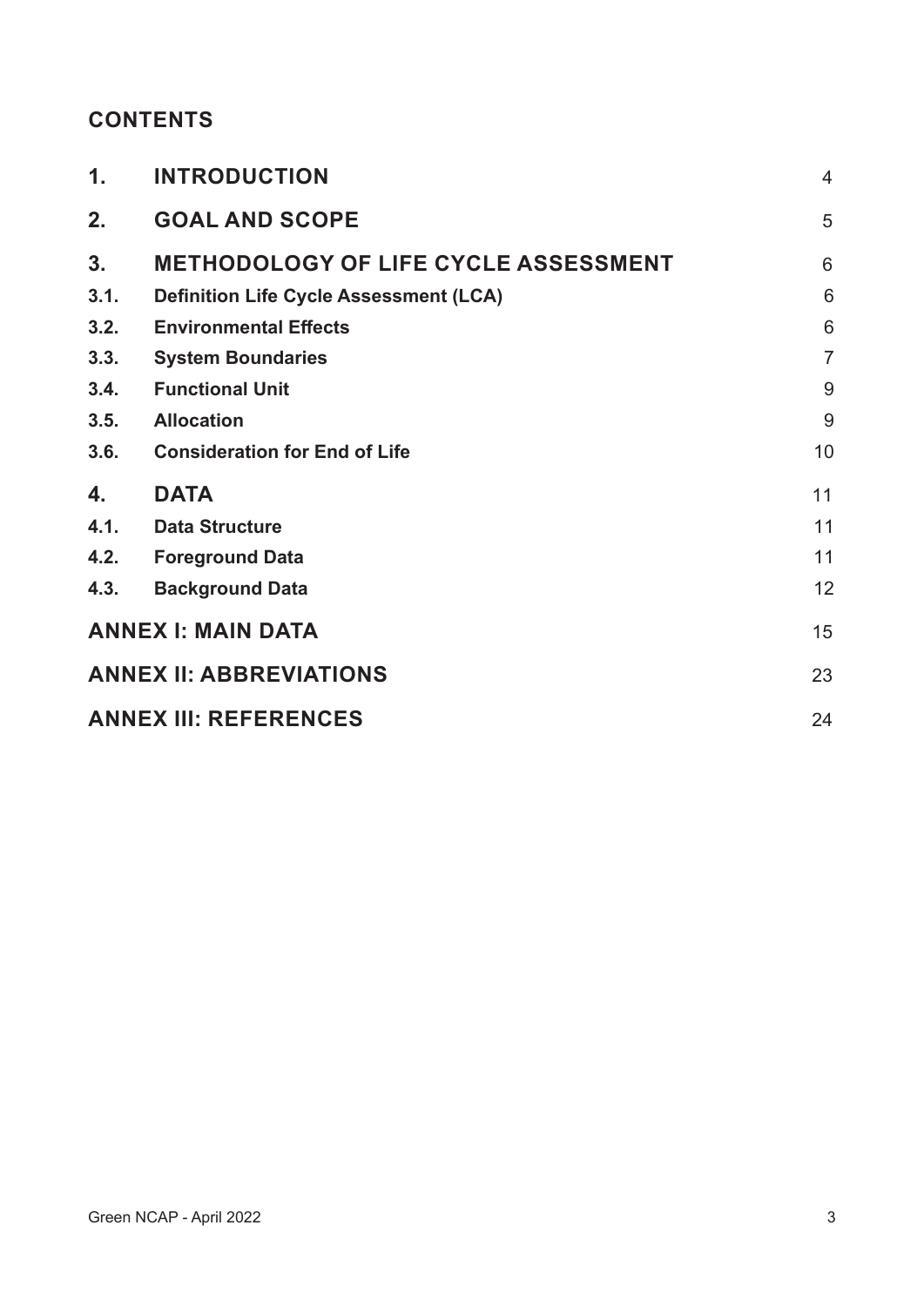## CONTENTS

| | | |
|---|---|---|
| **1.** | **INTRODUCTION** | 4 |
| **2.** | **GOAL AND SCOPE** | 5 |
| **3.** | **METHODOLOGY OF LIFE CYCLE ASSESSMENT** | 6 |
| **3.1.** | **Definition Life Cycle Assessment (LCA)** | 6 |
| **3.2.** | **Environmental Effects** | 6 |
| **3.3.** | **System Boundaries** | 7 |
| **3.4.** | **Functional Unit** | 9 |
| **3.5.** | **Allocation** | 9 |
| **3.6.** | **Consideration for End of Life** | 10 |
| **4.** | **DATA** | 11 |
| **4.1.** | **Data Structure** | 11 |
| **4.2.** | **Foreground Data** | 11 |
| **4.3.** | **Background Data** | 12 |
| **ANNEX I: MAIN DATA** | | 15 |
| **ANNEX II: ABBREVIATIONS** | | 23 |
| **ANNEX III: REFERENCES** | | 24 |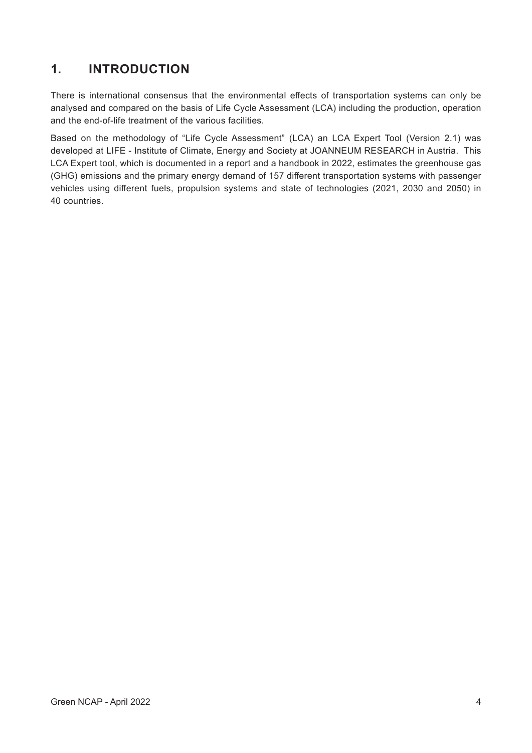# 1. INTRODUCTION

There is international consensus that the environmental effects of transportation systems can only be analysed and compared on the basis of Life Cycle Assessment (LCA) including the production, operation and the end-of-life treatment of the various facilities.

Based on the methodology of "Life Cycle Assessment" (LCA) an LCA Expert Tool (Version 2.1) was developed at LIFE - Institute of Climate, Energy and Society at JOANNEUM RESEARCH in Austria. This LCA Expert tool, which is documented in a report and a handbook in 2022, estimates the greenhouse gas (GHG) emissions and the primary energy demand of 157 different transportation systems with passenger vehicles using different fuels, propulsion systems and state of technologies (2021, 2030 and 2050) in 40 countries.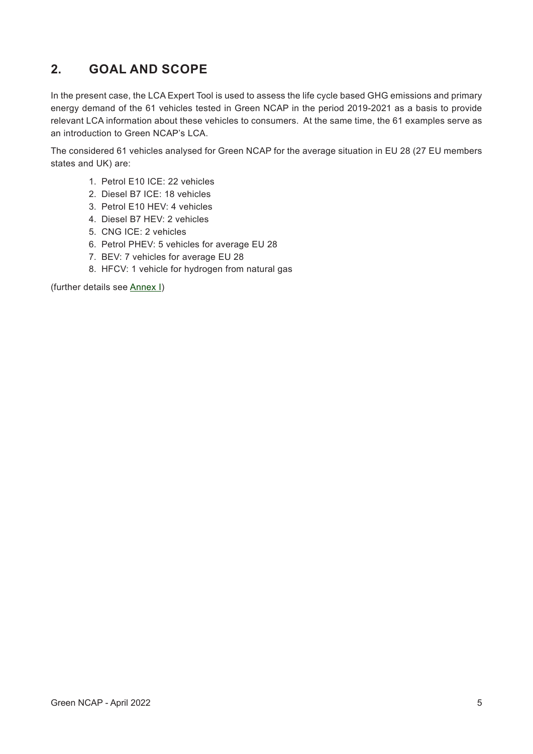## 2. GOAL AND SCOPE

In the present case, the LCA Expert Tool is used to assess the life cycle based GHG emissions and primary energy demand of the 61 vehicles tested in Green NCAP in the period 2019-2021 as a basis to provide relevant LCA information about these vehicles to consumers. At the same time, the 61 examples serve as an introduction to Green NCAP's LCA.

The considered 61 vehicles analysed for Green NCAP for the average situation in EU 28 (27 EU members states and UK) are:

1. Petrol E10 ICE: 22 vehicles
2. Diesel B7 ICE: 18 vehicles
3. Petrol E10 HEV: 4 vehicles
4. Diesel B7 HEV: 2 vehicles
5. CNG ICE: 2 vehicles
6. Petrol PHEV: 5 vehicles for average EU 28
7. BEV: 7 vehicles for average EU 28
8. HFCV: 1 vehicle for hydrogen from natural gas

(further details see Annex I)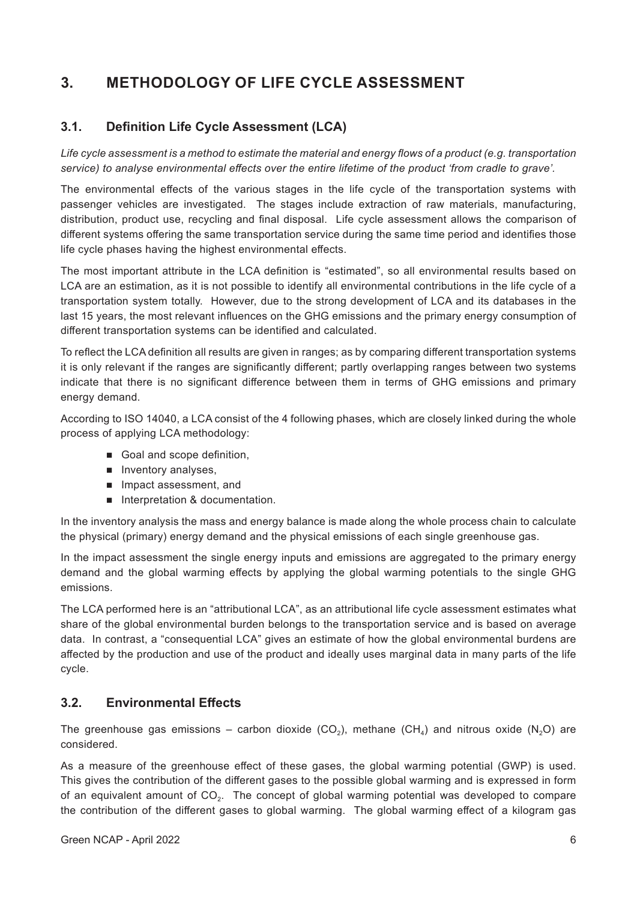# 3. METHODOLOGY OF LIFE CYCLE ASSESSMENT

## 3.1. Definition Life Cycle Assessment (LCA)

*Life cycle assessment is a method to estimate the material and energy flows of a product (e.g. transportation service) to analyse environmental effects over the entire lifetime of the product 'from cradle to grave'.*

The environmental effects of the various stages in the life cycle of the transportation systems with passenger vehicles are investigated. The stages include extraction of raw materials, manufacturing, distribution, product use, recycling and final disposal. Life cycle assessment allows the comparison of different systems offering the same transportation service during the same time period and identifies those life cycle phases having the highest environmental effects.

The most important attribute in the LCA definition is "estimated", so all environmental results based on LCA are an estimation, as it is not possible to identify all environmental contributions in the life cycle of a transportation system totally. However, due to the strong development of LCA and its databases in the last 15 years, the most relevant influences on the GHG emissions and the primary energy consumption of different transportation systems can be identified and calculated.

To reflect the LCA definition all results are given in ranges; as by comparing different transportation systems it is only relevant if the ranges are significantly different; partly overlapping ranges between two systems indicate that there is no significant difference between them in terms of GHG emissions and primary energy demand.

According to ISO 14040, a LCA consist of the 4 following phases, which are closely linked during the whole process of applying LCA methodology:

- Goal and scope definition,
- Inventory analyses,
- Impact assessment, and
- Interpretation & documentation.

In the inventory analysis the mass and energy balance is made along the whole process chain to calculate the physical (primary) energy demand and the physical emissions of each single greenhouse gas.

In the impact assessment the single energy inputs and emissions are aggregated to the primary energy demand and the global warming effects by applying the global warming potentials to the single GHG emissions.

The LCA performed here is an "attributional LCA", as an attributional life cycle assessment estimates what share of the global environmental burden belongs to the transportation service and is based on average data. In contrast, a "consequential LCA" gives an estimate of how the global environmental burdens are affected by the production and use of the product and ideally uses marginal data in many parts of the life cycle.

## 3.2. Environmental Effects

The greenhouse gas emissions – carbon dioxide ($CO_2$), methane ($CH_4$) and nitrous oxide ($N_2O$) are considered.

As a measure of the greenhouse effect of these gases, the global warming potential (GWP) is used. This gives the contribution of the different gases to the possible global warming and is expressed in form of an equivalent amount of $CO_2$. The concept of global warming potential was developed to compare the contribution of the different gases to global warming. The global warming effect of a kilogram gas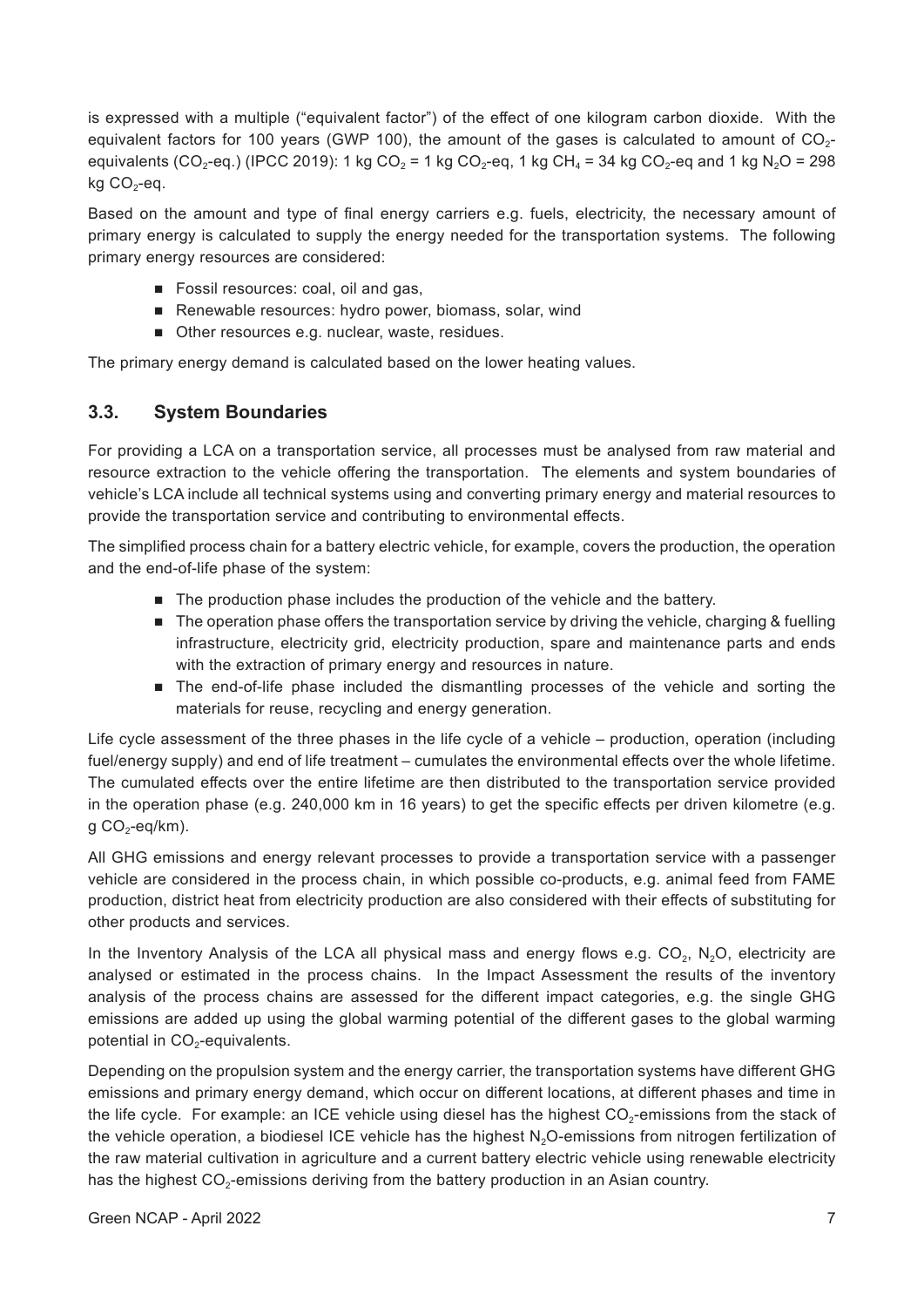is expressed with a multiple ("equivalent factor") of the effect of one kilogram carbon dioxide. With the equivalent factors for 100 years (GWP 100), the amount of the gases is calculated to amount of $CO_2$-equivalents ($CO_2$-eq.) (IPCC 2019): 1 kg $CO_2$ = 1 kg $CO_2$-eq, 1 kg $CH_4$ = 34 kg $CO_2$-eq and 1 kg $N_2O$ = 298 kg $CO_2$-eq.

Based on the amount and type of final energy carriers e.g. fuels, electricity, the necessary amount of primary energy is calculated to supply the energy needed for the transportation systems. The following primary energy resources are considered:

- Fossil resources: coal, oil and gas,
- Renewable resources: hydro power, biomass, solar, wind
- Other resources e.g. nuclear, waste, residues.

The primary energy demand is calculated based on the lower heating values.

### 3.3. System Boundaries

For providing a LCA on a transportation service, all processes must be analysed from raw material and resource extraction to the vehicle offering the transportation. The elements and system boundaries of vehicle's LCA include all technical systems using and converting primary energy and material resources to provide the transportation service and contributing to environmental effects.

The simplified process chain for a battery electric vehicle, for example, covers the production, the operation and the end-of-life phase of the system:

- The production phase includes the production of the vehicle and the battery.
- The operation phase offers the transportation service by driving the vehicle, charging & fuelling infrastructure, electricity grid, electricity production, spare and maintenance parts and ends with the extraction of primary energy and resources in nature.
- The end-of-life phase included the dismantling processes of the vehicle and sorting the materials for reuse, recycling and energy generation.

Life cycle assessment of the three phases in the life cycle of a vehicle – production, operation (including fuel/energy supply) and end of life treatment – cumulates the environmental effects over the whole lifetime. The cumulated effects over the entire lifetime are then distributed to the transportation service provided in the operation phase (e.g. 240,000 km in 16 years) to get the specific effects per driven kilometre (e.g. g $CO_2$-eq/km).

All GHG emissions and energy relevant processes to provide a transportation service with a passenger vehicle are considered in the process chain, in which possible co-products, e.g. animal feed from FAME production, district heat from electricity production are also considered with their effects of substituting for other products and services.

In the Inventory Analysis of the LCA all physical mass and energy flows e.g. $CO_2$, $N_2O$, electricity are analysed or estimated in the process chains. In the Impact Assessment the results of the inventory analysis of the process chains are assessed for the different impact categories, e.g. the single GHG emissions are added up using the global warming potential of the different gases to the global warming potential in $CO_2$-equivalents.

Depending on the propulsion system and the energy carrier, the transportation systems have different GHG emissions and primary energy demand, which occur on different locations, at different phases and time in the life cycle. For example: an ICE vehicle using diesel has the highest $CO_2$-emissions from the stack of the vehicle operation, a biodiesel ICE vehicle has the highest $N_2O$-emissions from nitrogen fertilization of the raw material cultivation in agriculture and a current battery electric vehicle using renewable electricity has the highest $CO_2$-emissions deriving from the battery production in an Asian country.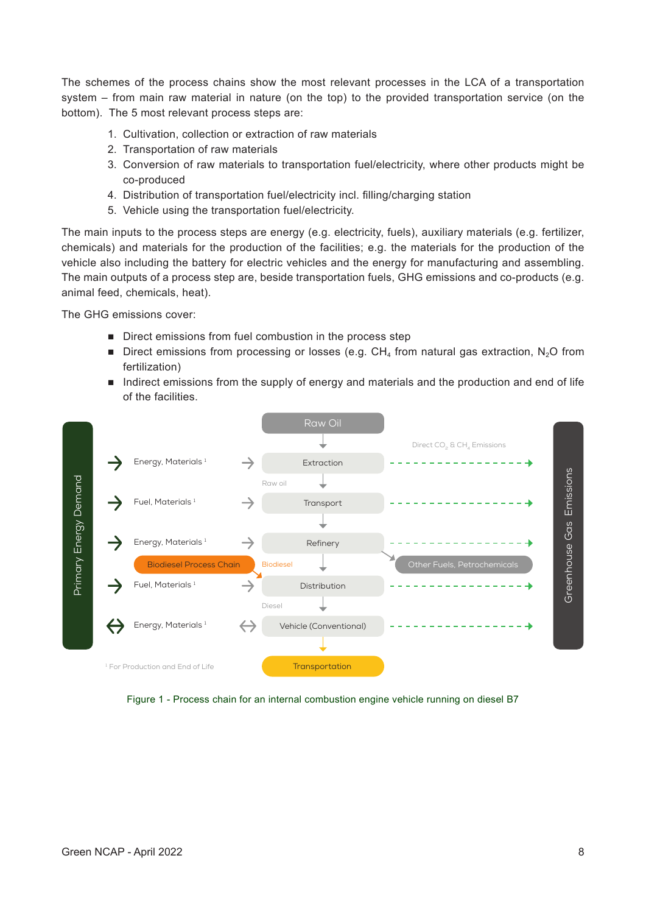The schemes of the process chains show the most relevant processes in the LCA of a transportation system – from main raw material in nature (on the top) to the provided transportation service (on the bottom). The 5 most relevant process steps are:

1. Cultivation, collection or extraction of raw materials
2. Transportation of raw materials
3. Conversion of raw materials to transportation fuel/electricity, where other products might be co-produced
4. Distribution of transportation fuel/electricity incl. filling/charging station
5. Vehicle using the transportation fuel/electricity.

The main inputs to the process steps are energy (e.g. electricity, fuels), auxiliary materials (e.g. fertilizer, chemicals) and materials for the production of the facilities; e.g. the materials for the production of the vehicle also including the battery for electric vehicles and the energy for manufacturing and assembling. The main outputs of a process step are, beside transportation fuels, GHG emissions and co-products (e.g. animal feed, chemicals, heat).

The GHG emissions cover:

- Direct emissions from fuel combustion in the process step
- Direct emissions from processing or losses (e.g. $CH_4$ from natural gas extraction, $N_2O$ from fertilization)
- Indirect emissions from the supply of energy and materials and the production and end of life of the facilities.

Figure 1 - Process chain for an internal combustion engine vehicle running on diesel B7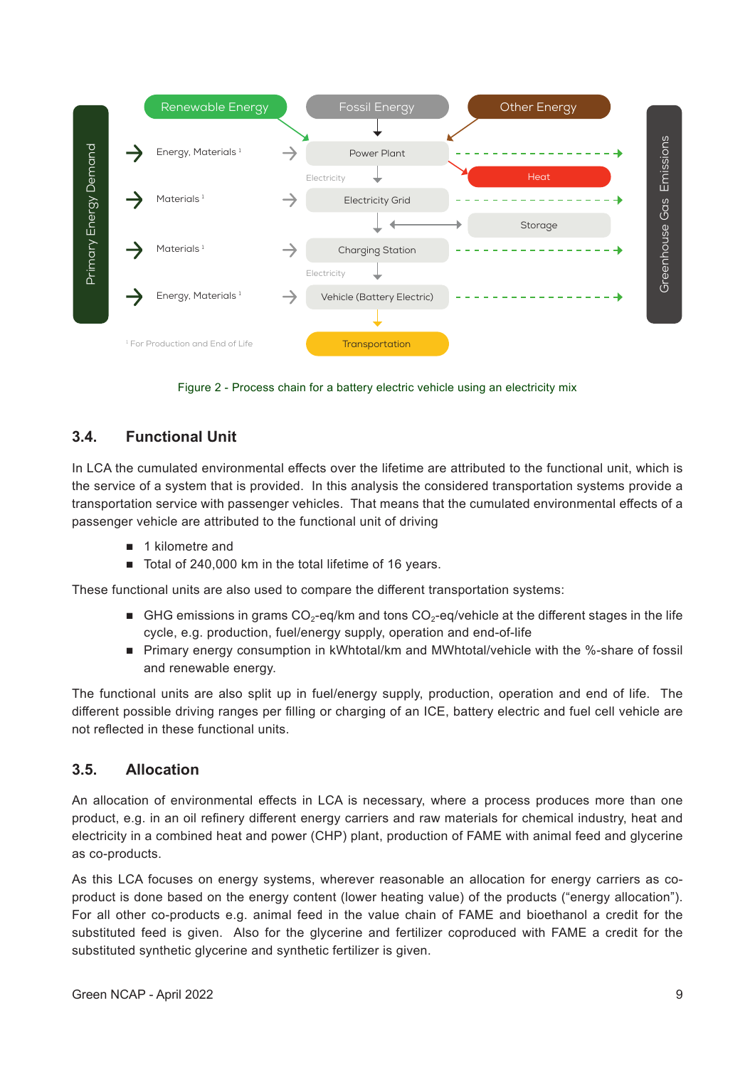Figure 2 - Process chain for a battery electric vehicle using an electricity mix

### 3.4. Functional Unit

In LCA the cumulated environmental effects over the lifetime are attributed to the functional unit, which is the service of a system that is provided. In this analysis the considered transportation systems provide a transportation service with passenger vehicles. That means that the cumulated environmental effects of a passenger vehicle are attributed to the functional unit of driving

- 1 kilometre and
- Total of 240,000 km in the total lifetime of 16 years.

These functional units are also used to compare the different transportation systems:

- GHG emissions in grams $CO_2$-eq/km and tons $CO_2$-eq/vehicle at the different stages in the life cycle, e.g. production, fuel/energy supply, operation and end-of-life
- Primary energy consumption in kWhtotal/km and MWhtotal/vehicle with the %-share of fossil and renewable energy.

The functional units are also split up in fuel/energy supply, production, operation and end of life. The different possible driving ranges per filling or charging of an ICE, battery electric and fuel cell vehicle are not reflected in these functional units.

### 3.5. Allocation

An allocation of environmental effects in LCA is necessary, where a process produces more than one product, e.g. in an oil refinery different energy carriers and raw materials for chemical industry, heat and electricity in a combined heat and power (CHP) plant, production of FAME with animal feed and glycerine as co-products.

As this LCA focuses on energy systems, wherever reasonable an allocation for energy carriers as co-product is done based on the energy content (lower heating value) of the products (“energy allocation”). For all other co-products e.g. animal feed in the value chain of FAME and bioethanol a credit for the substituted feed is given. Also for the glycerine and fertilizer coproduced with FAME a credit for the substituted synthetic glycerine and synthetic fertilizer is given.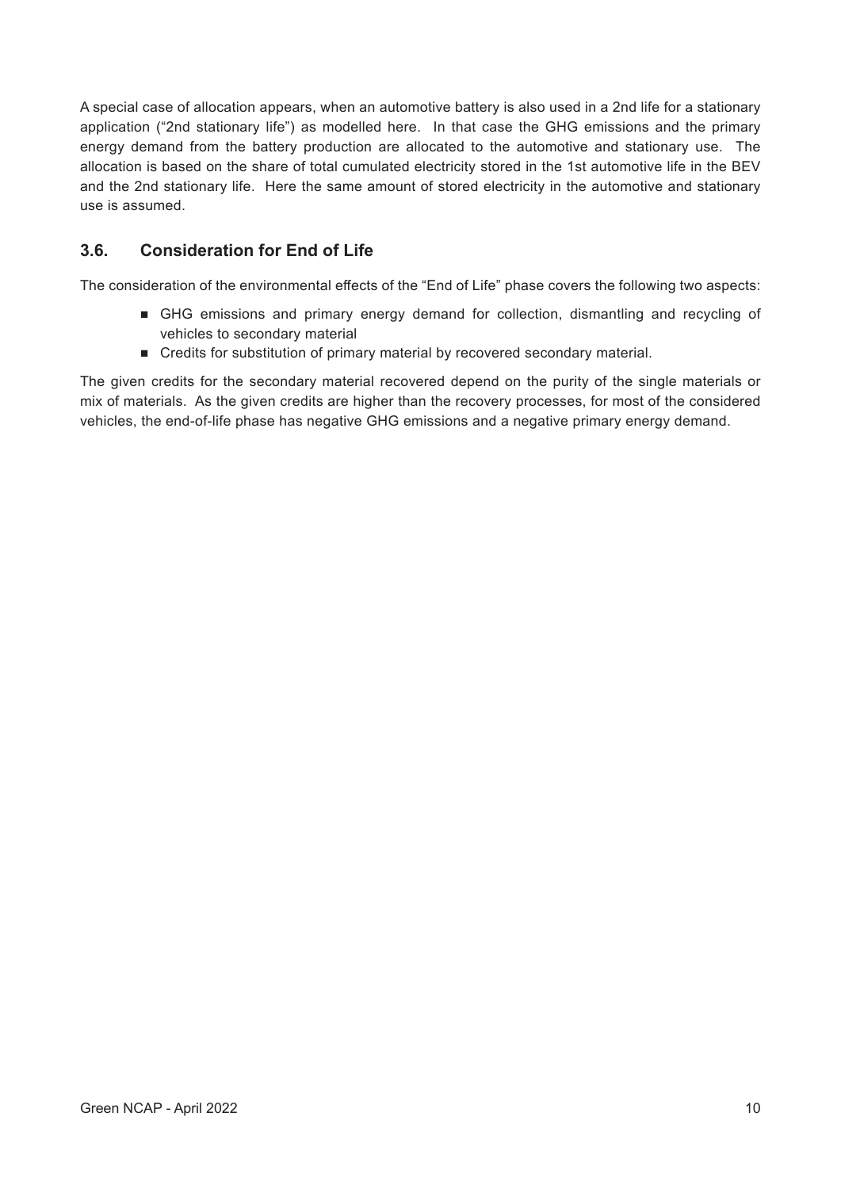A special case of allocation appears, when an automotive battery is also used in a 2nd life for a stationary application ("2nd stationary life") as modelled here. In that case the GHG emissions and the primary energy demand from the battery production are allocated to the automotive and stationary use. The allocation is based on the share of total cumulated electricity stored in the 1st automotive life in the BEV and the 2nd stationary life. Here the same amount of stored electricity in the automotive and stationary use is assumed.

### 3.6. Consideration for End of Life

The consideration of the environmental effects of the "End of Life" phase covers the following two aspects:

- GHG emissions and primary energy demand for collection, dismantling and recycling of vehicles to secondary material
- Credits for substitution of primary material by recovered secondary material.

The given credits for the secondary material recovered depend on the purity of the single materials or mix of materials. As the given credits are higher than the recovery processes, for most of the considered vehicles, the end-of-life phase has negative GHG emissions and a negative primary energy demand.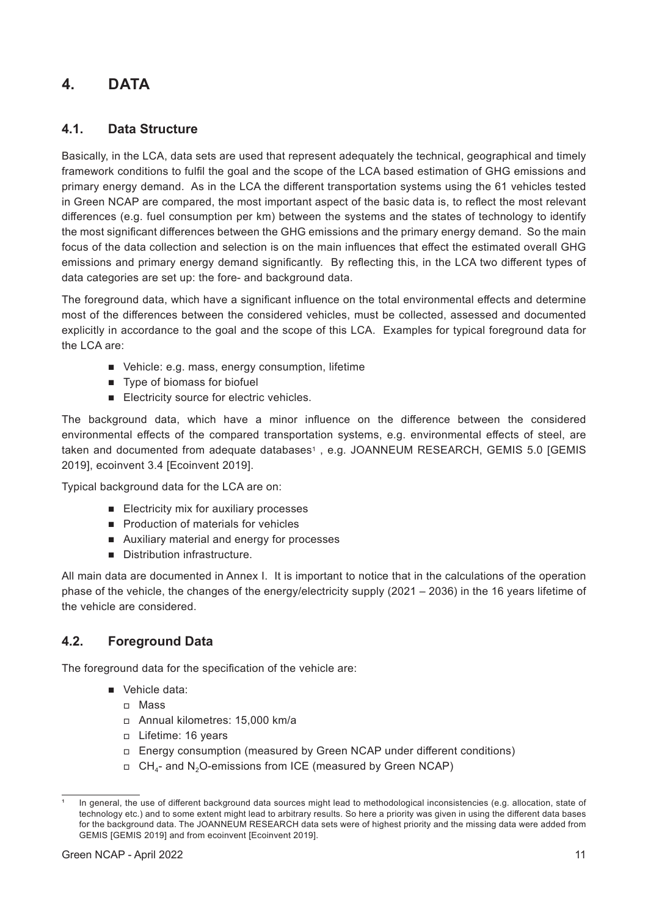# 4. DATA

## 4.1. Data Structure

Basically, in the LCA, data sets are used that represent adequately the technical, geographical and timely framework conditions to fulfil the goal and the scope of the LCA based estimation of GHG emissions and primary energy demand. As in the LCA the different transportation systems using the 61 vehicles tested in Green NCAP are compared, the most important aspect of the basic data is, to reflect the most relevant differences (e.g. fuel consumption per km) between the systems and the states of technology to identify the most significant differences between the GHG emissions and the primary energy demand. So the main focus of the data collection and selection is on the main influences that effect the estimated overall GHG emissions and primary energy demand significantly. By reflecting this, in the LCA two different types of data categories are set up: the fore- and background data.

The foreground data, which have a significant influence on the total environmental effects and determine most of the differences between the considered vehicles, must be collected, assessed and documented explicitly in accordance to the goal and the scope of this LCA. Examples for typical foreground data for the LCA are:

- Vehicle: e.g. mass, energy consumption, lifetime
- Type of biomass for biofuel
- Electricity source for electric vehicles.

The background data, which have a minor influence on the difference between the considered environmental effects of the compared transportation systems, e.g. environmental effects of steel, are taken and documented from adequate databases[1] , e.g. JOANNEUM RESEARCH, GEMIS 5.0 [GEMIS 2019], ecoinvent 3.4 [Ecoinvent 2019].

Typical background data for the LCA are on:

- Electricity mix for auxiliary processes
- Production of materials for vehicles
- Auxiliary material and energy for processes
- Distribution infrastructure.

All main data are documented in Annex I. It is important to notice that in the calculations of the operation phase of the vehicle, the changes of the energy/electricity supply (2021 – 2036) in the 16 years lifetime of the vehicle are considered.

## 4.2. Foreground Data

The foreground data for the specification of the vehicle are:

- Vehicle data:
  - Mass
  - Annual kilometres: 15,000 km/a
  - Lifetime: 16 years
  - Energy consumption (measured by Green NCAP under different conditions)
  - $CH_4$- and $N_2O$-emissions from ICE (measured by Green NCAP)

---

[1] In general, the use of different background data sources might lead to methodological inconsistencies (e.g. allocation, state of technology etc.) and to some extent might lead to arbitrary results. So here a priority was given in using the different data bases for the background data. The JOANNEUM RESEARCH data sets were of highest priority and the missing data were added from GEMIS [GEMIS 2019] and from ecoinvent [Ecoinvent 2019].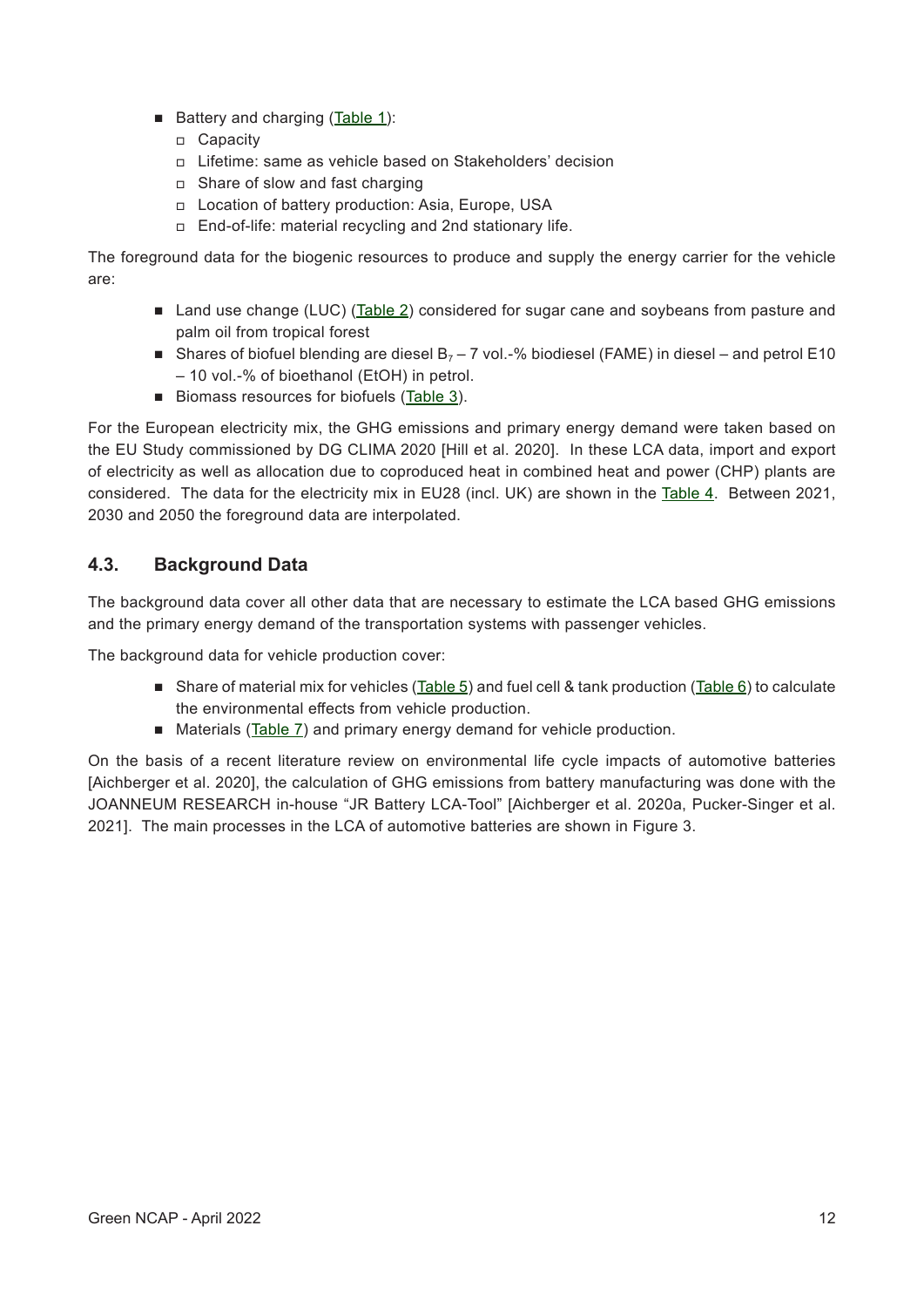- Battery and charging (Table 1):
  - Capacity
  - Lifetime: same as vehicle based on Stakeholders' decision
  - Share of slow and fast charging
  - Location of battery production: Asia, Europe, USA
  - End-of-life: material recycling and 2nd stationary life.

The foreground data for the biogenic resources to produce and supply the energy carrier for the vehicle are:

- Land use change (LUC) (Table 2) considered for sugar cane and soybeans from pasture and palm oil from tropical forest
- Shares of biofuel blending are diesel $B_7$ – 7 vol.-% biodiesel (FAME) in diesel – and petrol E10 – 10 vol.-% of bioethanol (EtOH) in petrol.
- Biomass resources for biofuels (Table 3).

For the European electricity mix, the GHG emissions and primary energy demand were taken based on the EU Study commissioned by DG CLIMA 2020 [Hill et al. 2020]. In these LCA data, import and export of electricity as well as allocation due to coproduced heat in combined heat and power (CHP) plants are considered. The data for the electricity mix in EU28 (incl. UK) are shown in the Table 4. Between 2021, 2030 and 2050 the foreground data are interpolated.

## 4.3. Background Data

The background data cover all other data that are necessary to estimate the LCA based GHG emissions and the primary energy demand of the transportation systems with passenger vehicles.

The background data for vehicle production cover:

- Share of material mix for vehicles (Table 5) and fuel cell & tank production (Table 6) to calculate the environmental effects from vehicle production.
- Materials (Table 7) and primary energy demand for vehicle production.

On the basis of a recent literature review on environmental life cycle impacts of automotive batteries [Aichberger et al. 2020], the calculation of GHG emissions from battery manufacturing was done with the JOANNEUM RESEARCH in-house "JR Battery LCA-Tool" [Aichberger et al. 2020a, Pucker-Singer et al. 2021]. The main processes in the LCA of automotive batteries are shown in Figure 3.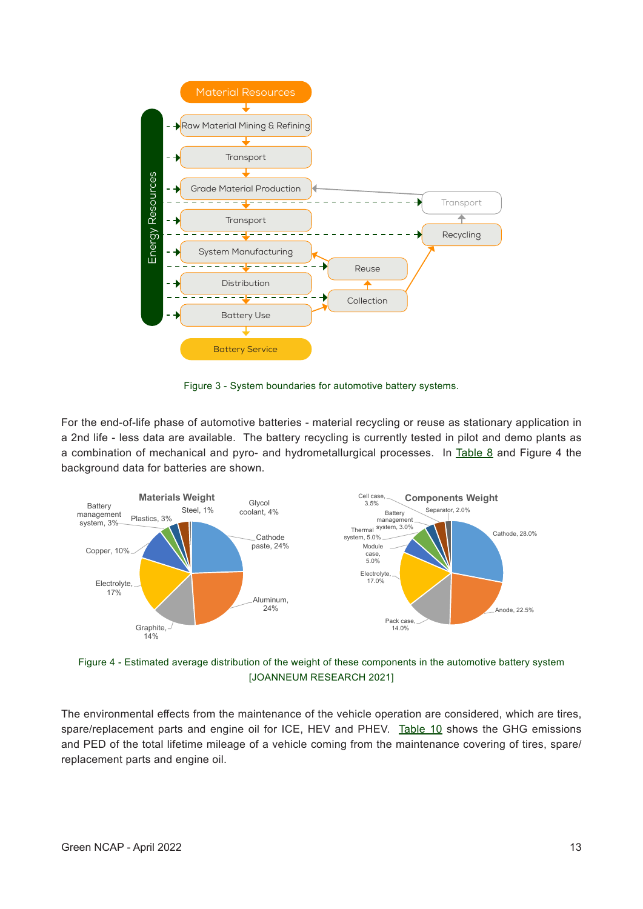Figure 3 - System boundaries for automotive battery systems.

For the end-of-life phase of automotive batteries - material recycling or reuse as stationary application in a 2nd life - less data are available. The battery recycling is currently tested in pilot and demo plants as a combination of mechanical and pyro- and hydrometallurgical processes. In Table 8 and Figure 4 the background data for batteries are shown.

Figure 4 - Estimated average distribution of the weight of these components in the automotive battery system [JOANNEUM RESEARCH 2021]

The environmental effects from the maintenance of the vehicle operation are considered, which are tires, spare/replacement parts and engine oil for ICE, HEV and PHEV. Table 10 shows the GHG emissions and PED of the total lifetime mileage of a vehicle coming from the maintenance covering of tires, spare/replacement parts and engine oil.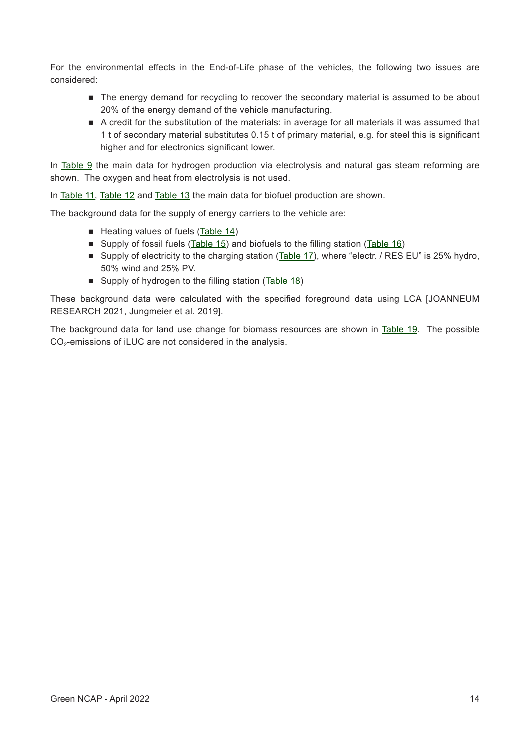For the environmental effects in the End-of-Life phase of the vehicles, the following two issues are considered:

- The energy demand for recycling to recover the secondary material is assumed to be about 20% of the energy demand of the vehicle manufacturing.
- A credit for the substitution of the materials: in average for all materials it was assumed that 1 t of secondary material substitutes 0.15 t of primary material, e.g. for steel this is significant higher and for electronics significant lower.

In Table 9 the main data for hydrogen production via electrolysis and natural gas steam reforming are shown. The oxygen and heat from electrolysis is not used.

In Table 11, Table 12 and Table 13 the main data for biofuel production are shown.

The background data for the supply of energy carriers to the vehicle are:

- Heating values of fuels (Table 14)
- Supply of fossil fuels (Table 15) and biofuels to the filling station (Table 16)
- Supply of electricity to the charging station (Table 17), where "electr. / RES EU" is 25% hydro, 50% wind and 25% PV.
- Supply of hydrogen to the filling station (Table 18)

These background data were calculated with the specified foreground data using LCA [JOANNEUM RESEARCH 2021, Jungmeier et al. 2019].

The background data for land use change for biomass resources are shown in Table 19. The possible $CO_2$-emissions of iLUC are not considered in the analysis.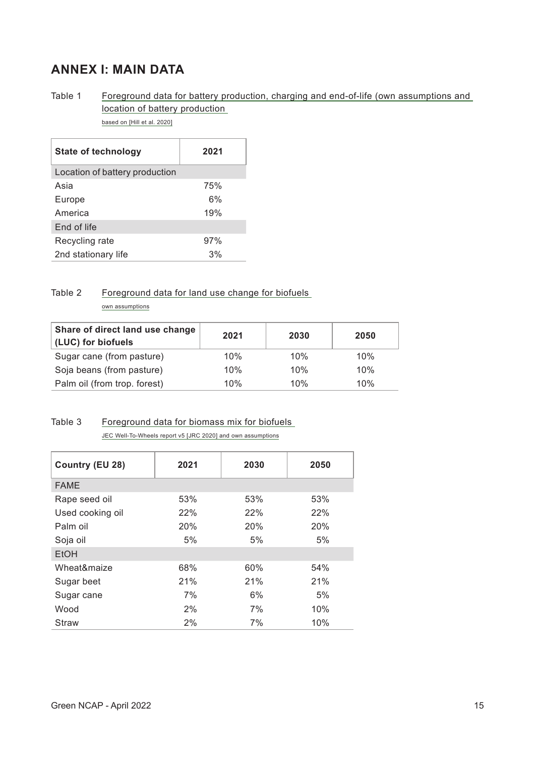## ANNEX I: MAIN DATA

Table 1 Foreground data for battery production, charging and end-of-life (own assumptions and location of battery production

based on [Hill et al. 2020]

| State of technology | 2021 |
|---|---|
| Location of battery production | |
| Asia | 75% |
| Europe | 6% |
| America | 19% |
| End of life | |
| Recycling rate | 97% |
| 2nd stationary life | 3% |

Table 2 Foreground data for land use change for biofuels

own assumptions

| Share of direct land use change (LUC) for biofuels | 2021 | 2030 | 2050 |
|---|---|---|---|
| Sugar cane (from pasture) | 10% | 10% | 10% |
| Soja beans (from pasture) | 10% | 10% | 10% |
| Palm oil (from trop. forest) | 10% | 10% | 10% |

Table 3 Foreground data for biomass mix for biofuels

JEC Well-To-Wheels report v5 [JRC 2020] and own assumptions

| Country (EU 28) | 2021 | 2030 | 2050 |
|---|---|---|---|
| FAME | | | |
| Rape seed oil | 53% | 53% | 53% |
| Used cooking oil | 22% | 22% | 22% |
| Palm oil | 20% | 20% | 20% |
| Soja oil | 5% | 5% | 5% |
| EtOH | | | |
| Wheat&maize | 68% | 60% | 54% |
| Sugar beet | 21% | 21% | 21% |
| Sugar cane | 7% | 6% | 5% |
| Wood | 2% | 7% | 10% |
| Straw | 2% | 7% | 10% |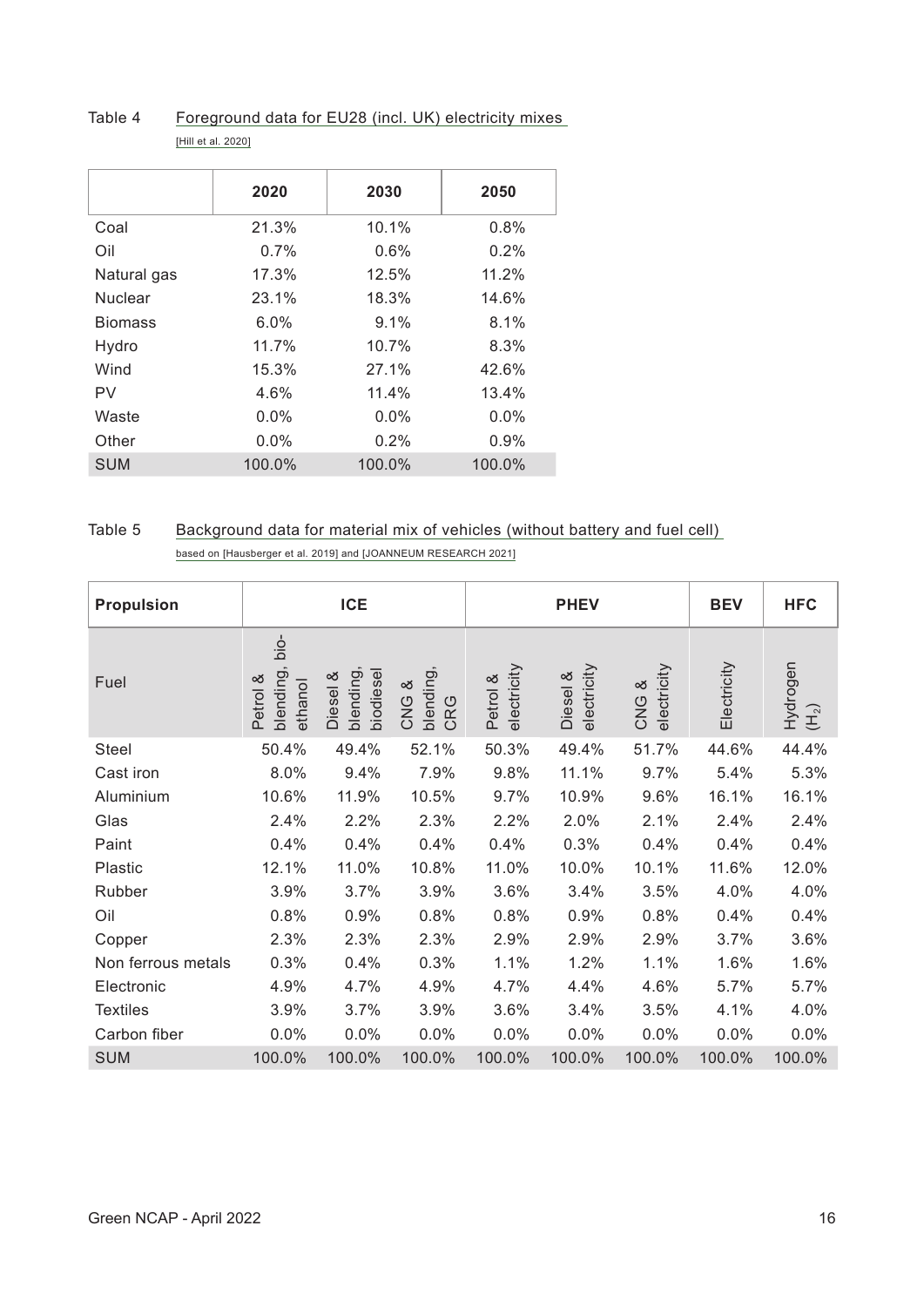Table 4 Foreground data for EU28 (incl. UK) electricity mixes
[Hill et al. 2020]

| | 2020 | 2030 | 2050 |
|---|---|---|---|
| Coal | 21.3% | 10.1% | 0.8% |
| Oil | 0.7% | 0.6% | 0.2% |
| Natural gas | 17.3% | 12.5% | 11.2% |
| Nuclear | 23.1% | 18.3% | 14.6% |
| Biomass | 6.0% | 9.1% | 8.1% |
| Hydro | 11.7% | 10.7% | 8.3% |
| Wind | 15.3% | 27.1% | 42.6% |
| PV | 4.6% | 11.4% | 13.4% |
| Waste | 0.0% | 0.0% | 0.0% |
| Other | 0.0% | 0.2% | 0.9% |
| SUM | 100.0% | 100.0% | 100.0% |

Table 5 Background data for material mix of vehicles (without battery and fuel cell)
based on [Hausberger et al. 2019] and [JOANNEUM RESEARCH 2021]

| Propulsion | ICE | | | PHEV | | | BEV | HFC |
|---|---|---|---|---|---|---|---|---|
| Fuel | Petrol & blending, bio-ethanol | Diesel & blending, biodiesel | CNG & blending, CRG | Petrol & electricity | Diesel & electricity | CNG & electricity | Electricity | Hydrogen ($H_2$) |
| Steel | 50.4% | 49.4% | 52.1% | 50.3% | 49.4% | 51.7% | 44.6% | 44.4% |
| Cast iron | 8.0% | 9.4% | 7.9% | 9.8% | 11.1% | 9.7% | 5.4% | 5.3% |
| Aluminium | 10.6% | 11.9% | 10.5% | 9.7% | 10.9% | 9.6% | 16.1% | 16.1% |
| Glas | 2.4% | 2.2% | 2.3% | 2.2% | 2.0% | 2.1% | 2.4% | 2.4% |
| Paint | 0.4% | 0.4% | 0.4% | 0.4% | 0.3% | 0.4% | 0.4% | 0.4% |
| Plastic | 12.1% | 11.0% | 10.8% | 11.0% | 10.0% | 10.1% | 11.6% | 12.0% |
| Rubber | 3.9% | 3.7% | 3.9% | 3.6% | 3.4% | 3.5% | 4.0% | 4.0% |
| Oil | 0.8% | 0.9% | 0.8% | 0.8% | 0.9% | 0.8% | 0.4% | 0.4% |
| Copper | 2.3% | 2.3% | 2.3% | 2.9% | 2.9% | 2.9% | 3.7% | 3.6% |
| Non ferrous metals | 0.3% | 0.4% | 0.3% | 1.1% | 1.2% | 1.1% | 1.6% | 1.6% |
| Electronic | 4.9% | 4.7% | 4.9% | 4.7% | 4.4% | 4.6% | 5.7% | 5.7% |
| Textiles | 3.9% | 3.7% | 3.9% | 3.6% | 3.4% | 3.5% | 4.1% | 4.0% |
| Carbon fiber | 0.0% | 0.0% | 0.0% | 0.0% | 0.0% | 0.0% | 0.0% | 0.0% |
| SUM | 100.0% | 100.0% | 100.0% | 100.0% | 100.0% | 100.0% | 100.0% | 100.0% |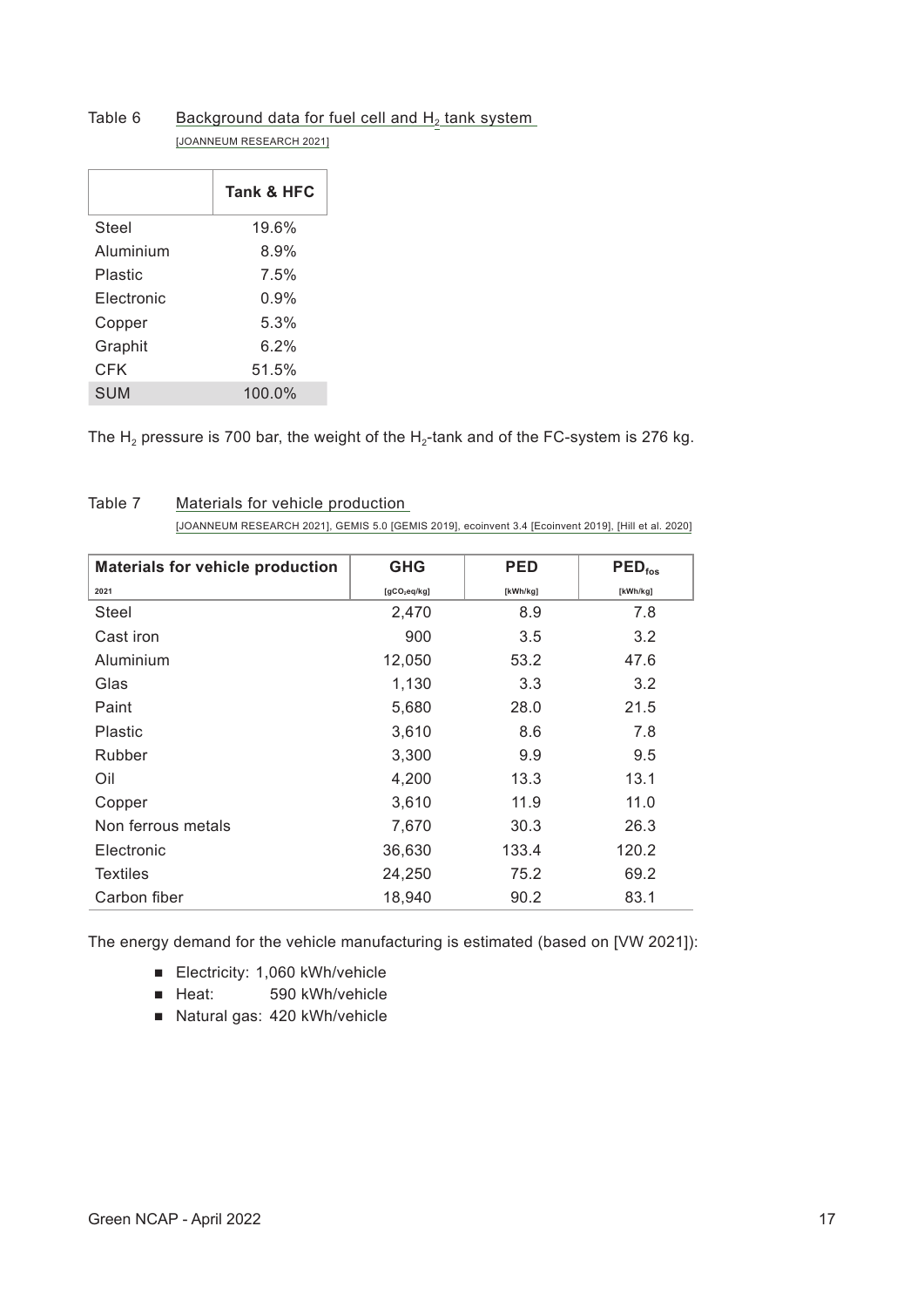Table 6 Background data for fuel cell and $H_2$ tank system
[JOANNEUM RESEARCH 2021]

| | Tank & HFC |
|---|---|
| Steel | 19.6% |
| Aluminium | 8.9% |
| Plastic | 7.5% |
| Electronic | 0.9% |
| Copper | 5.3% |
| Graphit | 6.2% |
| CFK | 51.5% |
| SUM | 100.0% |

The $H_2$ pressure is 700 bar, the weight of the $H_2$-tank and of the FC-system is 276 kg.

Table 7 Materials for vehicle production
[JOANNEUM RESEARCH 2021], GEMIS 5.0 [GEMIS 2019], ecoinvent 3.4 [Ecoinvent 2019], [Hill et al. 2020]

| Materials for vehicle production | GHG | PED | $PED_{fos}$ |
|---|---|---|---|
| 2021 | [g$CO_2$eq/kg] | [kWh/kg] | [kWh/kg] |
| Steel | 2,470 | 8.9 | 7.8 |
| Cast iron | 900 | 3.5 | 3.2 |
| Aluminium | 12,050 | 53.2 | 47.6 |
| Glas | 1,130 | 3.3 | 3.2 |
| Paint | 5,680 | 28.0 | 21.5 |
| Plastic | 3,610 | 8.6 | 7.8 |
| Rubber | 3,300 | 9.9 | 9.5 |
| Oil | 4,200 | 13.3 | 13.1 |
| Copper | 3,610 | 11.9 | 11.0 |
| Non ferrous metals | 7,670 | 30.3 | 26.3 |
| Electronic | 36,630 | 133.4 | 120.2 |
| Textiles | 24,250 | 75.2 | 69.2 |
| Carbon fiber | 18,940 | 90.2 | 83.1 |

The energy demand for the vehicle manufacturing is estimated (based on [VW 2021]):

- Electricity: 1,060 kWh/vehicle
- Heat: 590 kWh/vehicle
- Natural gas: 420 kWh/vehicle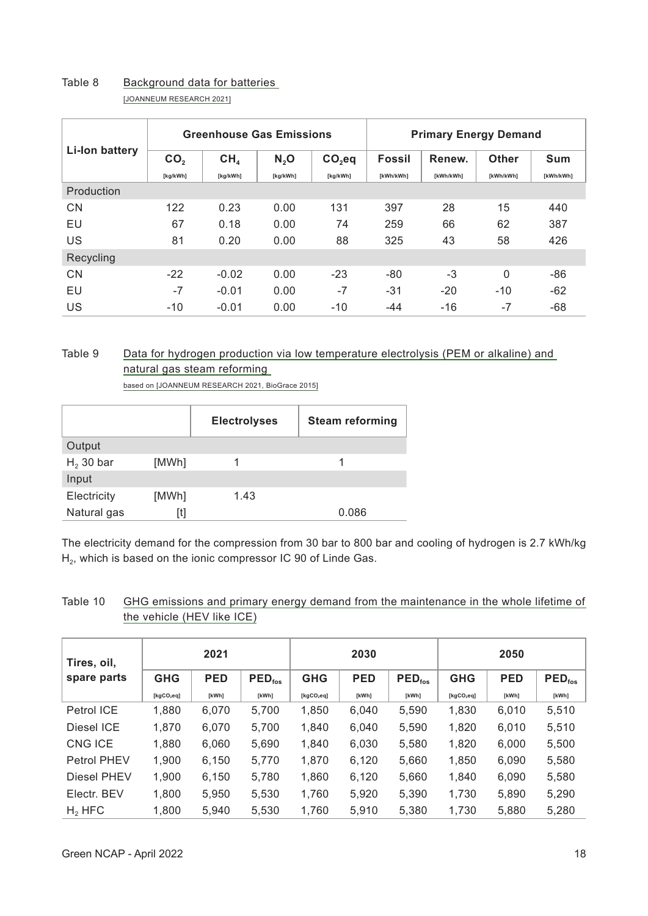Table 8 Background data for batteries
[JOANNEUM RESEARCH 2021]

| Li-Ion battery | Greenhouse Gas Emissions | | | | Primary Energy Demand | | | |
|---|---|---|---|---|---|---|---|---|
| | $CO_2$ [kg/kWh] | $CH_4$ [kg/kWh] | $N_2O$ [kg/kWh] | $CO_2eq$ [kg/kWh] | Fossil [kWh/kWh] | Renew. [kWh/kWh] | Other [kWh/kWh] | Sum [kWh/kWh] |
| Production | | | | | | | | |
| CN | 122 | 0.23 | 0.00 | 131 | 397 | 28 | 15 | 440 |
| EU | 67 | 0.18 | 0.00 | 74 | 259 | 66 | 62 | 387 |
| US | 81 | 0.20 | 0.00 | 88 | 325 | 43 | 58 | 426 |
| Recycling | | | | | | | | |
| CN | -22 | -0.02 | 0.00 | -23 | -80 | -3 | 0 | -86 |
| EU | -7 | -0.01 | 0.00 | -7 | -31 | -20 | -10 | -62 |
| US | -10 | -0.01 | 0.00 | -10 | -44 | -16 | -7 | -68 |

Table 9 Data for hydrogen production via low temperature electrolysis (PEM or alkaline) and natural gas steam reforming
based on [JOANNEUM RESEARCH 2021, BioGrace 2015]

| | | Electrolyses | Steam reforming |
|---|---|---|---|
| Output | | | |
| $H_2$ 30 bar | [MWh] | 1 | 1 |
| Input | | | |
| Electricity | [MWh] | 1.43 | |
| Natural gas | [t] | | 0.086 |

The electricity demand for the compression from 30 bar to 800 bar and cooling of hydrogen is 2.7 kWh/kg $H_2$, which is based on the ionic compressor IC 90 of Linde Gas.

Table 10 GHG emissions and primary energy demand from the maintenance in the whole lifetime of the vehicle (HEV like ICE)

| Tires, oil, spare parts | 2021 | | | 2030 | | | 2050 | | |
|---|---|---|---|---|---|---|---|---|---|
| | GHG [kgCO₂eq] | PED [kWh] | $PED_{fos}$ [kWh] | GHG [kgCO₂eq] | PED [kWh] | $PED_{fos}$ [kWh] | GHG [kgCO₂eq] | PED [kWh] | $PED_{fos}$ [kWh] |
| Petrol ICE | 1,880 | 6,070 | 5,700 | 1,850 | 6,040 | 5,590 | 1,830 | 6,010 | 5,510 |
| Diesel ICE | 1,870 | 6,070 | 5,700 | 1,840 | 6,040 | 5,590 | 1,820 | 6,010 | 5,510 |
| CNG ICE | 1,880 | 6,060 | 5,690 | 1,840 | 6,030 | 5,580 | 1,820 | 6,000 | 5,500 |
| Petrol PHEV | 1,900 | 6,150 | 5,770 | 1,870 | 6,120 | 5,660 | 1,850 | 6,090 | 5,580 |
| Diesel PHEV | 1,900 | 6,150 | 5,780 | 1,860 | 6,120 | 5,660 | 1,840 | 6,090 | 5,580 |
| Electr. BEV | 1,800 | 5,950 | 5,530 | 1,760 | 5,920 | 5,390 | 1,730 | 5,890 | 5,290 |
| $H_2$ HFC | 1,800 | 5,940 | 5,530 | 1,760 | 5,910 | 5,380 | 1,730 | 5,880 | 5,280 |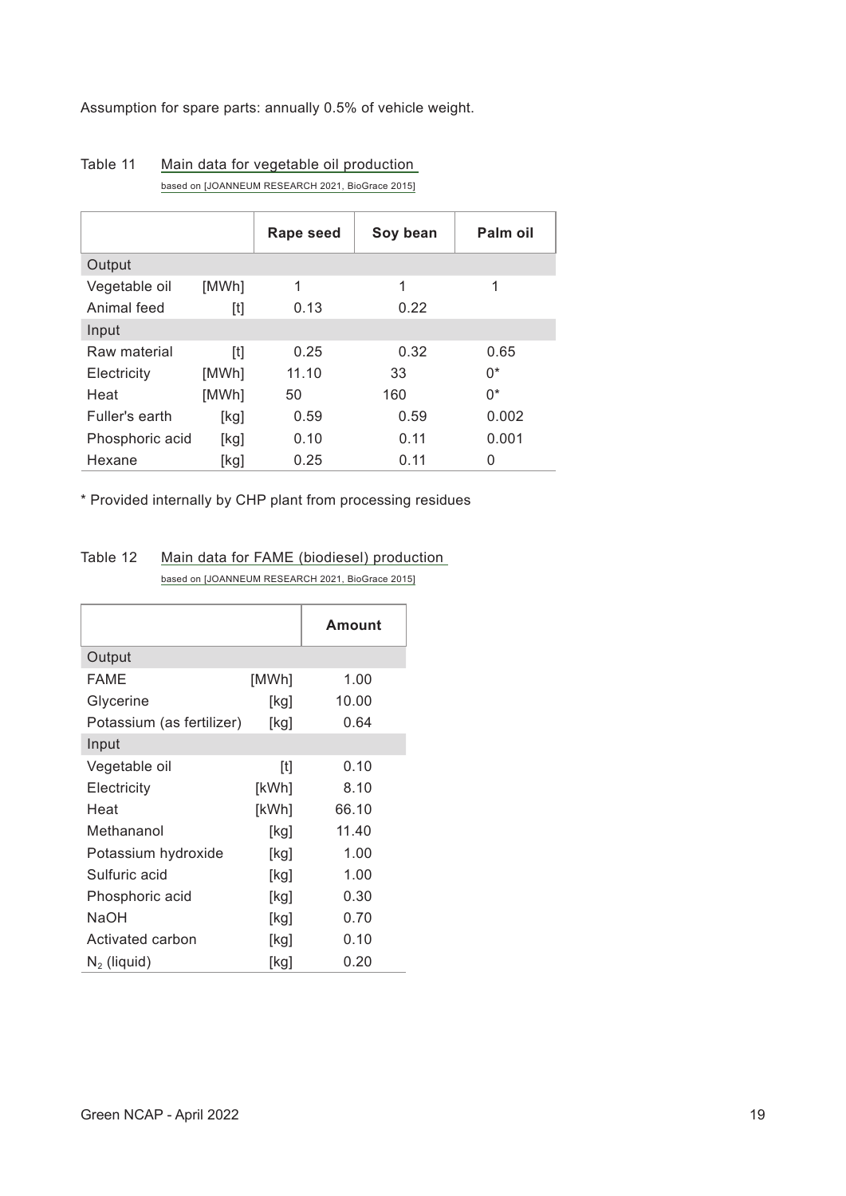Assumption for spare parts: annually 0.5% of vehicle weight.

Table 11 Main data for vegetable oil production
based on [JOANNEUM RESEARCH 2021, BioGrace 2015]

| | | Rape seed | Soy bean | Palm oil |
|---|---|---|---|---|
| Output | | | | |
| Vegetable oil | [MWh] | 1 | 1 | 1 |
| Animal feed | [t] | 0.13 | 0.22 | |
| Input | | | | |
| Raw material | [t] | 0.25 | 0.32 | 0.65 |
| Electricity | [MWh] | 11.10 | 33 | 0* |
| Heat | [MWh] | 50 | 160 | 0* |
| Fuller's earth | [kg] | 0.59 | 0.59 | 0.002 |
| Phosphoric acid | [kg] | 0.10 | 0.11 | 0.001 |
| Hexane | [kg] | 0.25 | 0.11 | 0 |

* Provided internally by CHP plant from processing residues

Table 12 Main data for FAME (biodiesel) production
based on [JOANNEUM RESEARCH 2021, BioGrace 2015]

| | | Amount |
|---|---|---|
| Output | | |
| FAME | [MWh] | 1.00 |
| Glycerine | [kg] | 10.00 |
| Potassium (as fertilizer) | [kg] | 0.64 |
| Input | | |
| Vegetable oil | [t] | 0.10 |
| Electricity | [kWh] | 8.10 |
| Heat | [kWh] | 66.10 |
| Methananol | [kg] | 11.40 |
| Potassium hydroxide | [kg] | 1.00 |
| Sulfuric acid | [kg] | 1.00 |
| Phosphoric acid | [kg] | 0.30 |
| NaOH | [kg] | 0.70 |
| Activated carbon | [kg] | 0.10 |
| $N_2$ (liquid) | [kg] | 0.20 |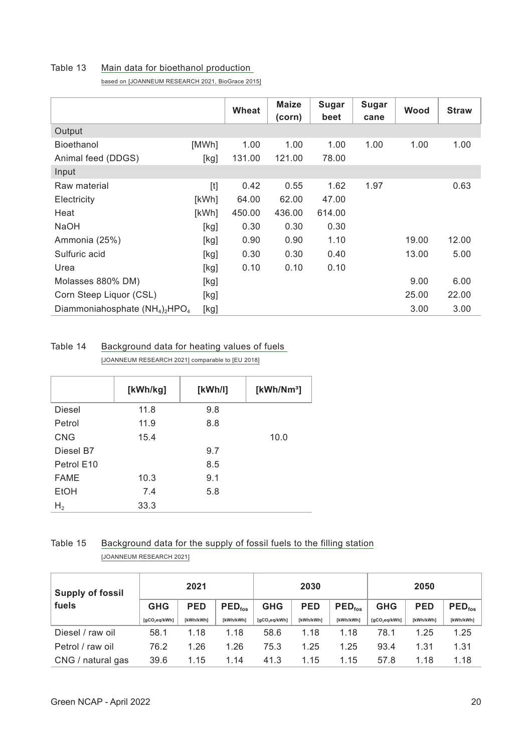Table 13 Main data for bioethanol production
based on [JOANNEUM RESEARCH 2021, BioGrace 2015]

| | | Wheat | Maize (corn) | Sugar beet | Sugar cane | Wood | Straw |
|---|---|---|---|---|---|---|---|
| Output | | | | | | | |
| Bioethanol | [MWh] | 1.00 | 1.00 | 1.00 | 1.00 | 1.00 | 1.00 |
| Animal feed (DDGS) | [kg] | 131.00 | 121.00 | 78.00 | | | |
| Input | | | | | | | |
| Raw material | [t] | 0.42 | 0.55 | 1.62 | 1.97 | | 0.63 |
| Electricity | [kWh] | 64.00 | 62.00 | 47.00 | | | |
| Heat | [kWh] | 450.00 | 436.00 | 614.00 | | | |
| NaOH | [kg] | 0.30 | 0.30 | 0.30 | | | |
| Ammonia (25%) | [kg] | 0.90 | 0.90 | 1.10 | | 19.00 | 12.00 |
| Sulfuric acid | [kg] | 0.30 | 0.30 | 0.40 | | 13.00 | 5.00 |
| Urea | [kg] | 0.10 | 0.10 | 0.10 | | | |
| Molasses 880% DM) | [kg] | | | | | 9.00 | 6.00 |
| Corn Steep Liquor (CSL) | [kg] | | | | | 25.00 | 22.00 |
| Diammoniahosphate $(NH_4)_2HPO_4$ | [kg] | | | | | 3.00 | 3.00 |

Table 14 Background data for heating values of fuels
[JOANNEUM RESEARCH 2021] comparable to [EU 2018]

| | [kWh/kg] | [kWh/l] | [kWh/Nm³] |
|---|---|---|---|
| Diesel | 11.8 | 9.8 | |
| Petrol | 11.9 | 8.8 | |
| CNG | 15.4 | | 10.0 |
| Diesel B7 | | 9.7 | |
| Petrol E10 | | 8.5 | |
| FAME | 10.3 | 9.1 | |
| EtOH | 7.4 | 5.8 | |
| $H_2$ | 33.3 | | |

Table 15 Background data for the supply of fossil fuels to the filling station
[JOANNEUM RESEARCH 2021]

| Supply of fossil fuels | 2021 | | | 2030 | | | 2050 | | |
|---|---|---|---|---|---|---|---|---|---|
| | GHG [$gCO_2eq/kWh$] | PED [kWh/kWh] | $PED_{fos}$ [kWh/kWh] | GHG [$gCO_2eq/kWh$] | PED [kWh/kWh] | $PED_{fos}$ [kWh/kWh] | GHG [$gCO_2eq/kWh$] | PED [kWh/kWh] | $PED_{fos}$ [kWh/kWh] |
| Diesel / raw oil | 58.1 | 1.18 | 1.18 | 58.6 | 1.18 | 1.18 | 78.1 | 1.25 | 1.25 |
| Petrol / raw oil | 76.2 | 1.26 | 1.26 | 75.3 | 1.25 | 1.25 | 93.4 | 1.31 | 1.31 |
| CNG / natural gas | 39.6 | 1.15 | 1.14 | 41.3 | 1.15 | 1.15 | 57.8 | 1.18 | 1.18 |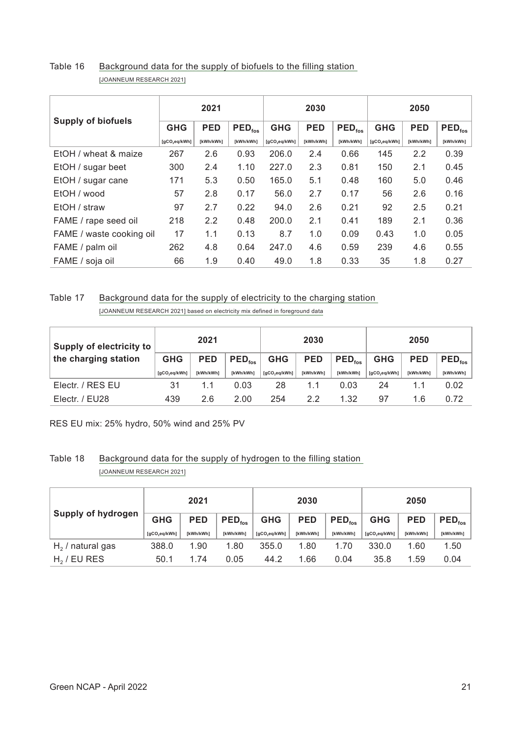Table 16 Background data for the supply of biofuels to the filling station
[JOANNEUM RESEARCH 2021]

| Supply of biofuels | 2021 | | | 2030 | | | 2050 | | |
|---|---|---|---|---|---|---|---|---|---|
| | GHG | PED | $PED_{fos}$ | GHG | PED | $PED_{fos}$ | GHG | PED | $PED_{fos}$ |
| | [$gCO_2eq/kWh$] | [kWh/kWh] | [kWh/kWh] | [$gCO_2eq/kWh$] | [kWh/kWh] | [kWh/kWh] | [$gCO_2eq/kWh$] | [kWh/kWh] | [kWh/kWh] |
| EtOH / wheat & maize | 267 | 2.6 | 0.93 | 206.0 | 2.4 | 0.66 | 145 | 2.2 | 0.39 |
| EtOH / sugar beet | 300 | 2.4 | 1.10 | 227.0 | 2.3 | 0.81 | 150 | 2.1 | 0.45 |
| EtOH / sugar cane | 171 | 5.3 | 0.50 | 165.0 | 5.1 | 0.48 | 160 | 5.0 | 0.46 |
| EtOH / wood | 57 | 2.8 | 0.17 | 56.0 | 2.7 | 0.17 | 56 | 2.6 | 0.16 |
| EtOH / straw | 97 | 2.7 | 0.22 | 94.0 | 2.6 | 0.21 | 92 | 2.5 | 0.21 |
| FAME / rape seed oil | 218 | 2.2 | 0.48 | 200.0 | 2.1 | 0.41 | 189 | 2.1 | 0.36 |
| FAME / waste cooking oil | 17 | 1.1 | 0.13 | 8.7 | 1.0 | 0.09 | 0.43 | 1.0 | 0.05 |
| FAME / palm oil | 262 | 4.8 | 0.64 | 247.0 | 4.6 | 0.59 | 239 | 4.6 | 0.55 |
| FAME / soja oil | 66 | 1.9 | 0.40 | 49.0 | 1.8 | 0.33 | 35 | 1.8 | 0.27 |

Table 17 Background data for the supply of electricity to the charging station
[JOANNEUM RESEARCH 2021] based on electricity mix defined in foreground data

| Supply of electricity to the charging station | 2021 | | | 2030 | | | 2050 | | |
|---|---|---|---|---|---|---|---|---|---|
| | GHG | PED | $PED_{fos}$ | GHG | PED | $PED_{fos}$ | GHG | PED | $PED_{fos}$ |
| | [$gCO_2eq/kWh$] | [kWh/kWh] | [kWh/kWh] | [$gCO_2eq/kWh$] | [kWh/kWh] | [kWh/kWh] | [$gCO_2eq/kWh$] | [kWh/kWh] | [kWh/kWh] |
| Electr. / RES EU | 31 | 1.1 | 0.03 | 28 | 1.1 | 0.03 | 24 | 1.1 | 0.02 |
| Electr. / EU28 | 439 | 2.6 | 2.00 | 254 | 2.2 | 1.32 | 97 | 1.6 | 0.72 |

RES EU mix: 25% hydro, 50% wind and 25% PV

Table 18 Background data for the supply of hydrogen to the filling station
[JOANNEUM RESEARCH 2021]

| Supply of hydrogen | 2021 | | | 2030 | | | 2050 | | |
|---|---|---|---|---|---|---|---|---|---|
| | GHG | PED | $PED_{fos}$ | GHG | PED | $PED_{fos}$ | GHG | PED | $PED_{fos}$ |
| | [$gCO_2eq/kWh$] | [kWh/kWh] | [kWh/kWh] | [$gCO_2eq/kWh$] | [kWh/kWh] | [kWh/kWh] | [$gCO_2eq/kWh$] | [kWh/kWh] | [kWh/kWh] |
| $H_2$ / natural gas | 388.0 | 1.90 | 1.80 | 355.0 | 1.80 | 1.70 | 330.0 | 1.60 | 1.50 |
| $H_2$ / EU RES | 50.1 | 1.74 | 0.05 | 44.2 | 1.66 | 0.04 | 35.8 | 1.59 | 0.04 |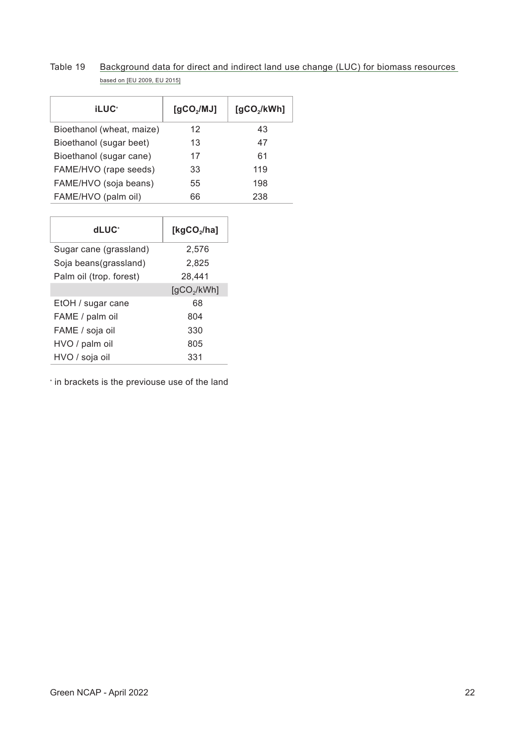Table 19 Background data for direct and indirect land use change (LUC) for biomass resources based on [EU 2009, EU 2015]

| iLUC* | [$gCO_2$/MJ] | [$gCO_2$/kWh] |
|---|---|---|
| Bioethanol (wheat, maize) | 12 | 43 |
| Bioethanol (sugar beet) | 13 | 47 |
| Bioethanol (sugar cane) | 17 | 61 |
| FAME/HVO (rape seeds) | 33 | 119 |
| FAME/HVO (soja beans) | 55 | 198 |
| FAME/HVO (palm oil) | 66 | 238 |

| dLUC* | [$kgCO_2$/ha] |
|---|---|
| Sugar cane (grassland) | 2,576 |
| Soja beans(grassland) | 2,825 |
| Palm oil (trop. forest) | 28,441 |
| | [$gCO_2$/kWh] |
| EtOH / sugar cane | 68 |
| FAME / palm oil | 804 |
| FAME / soja oil | 330 |
| HVO / palm oil | 805 |
| HVO / soja oil | 331 |

* in brackets is the previouse use of the land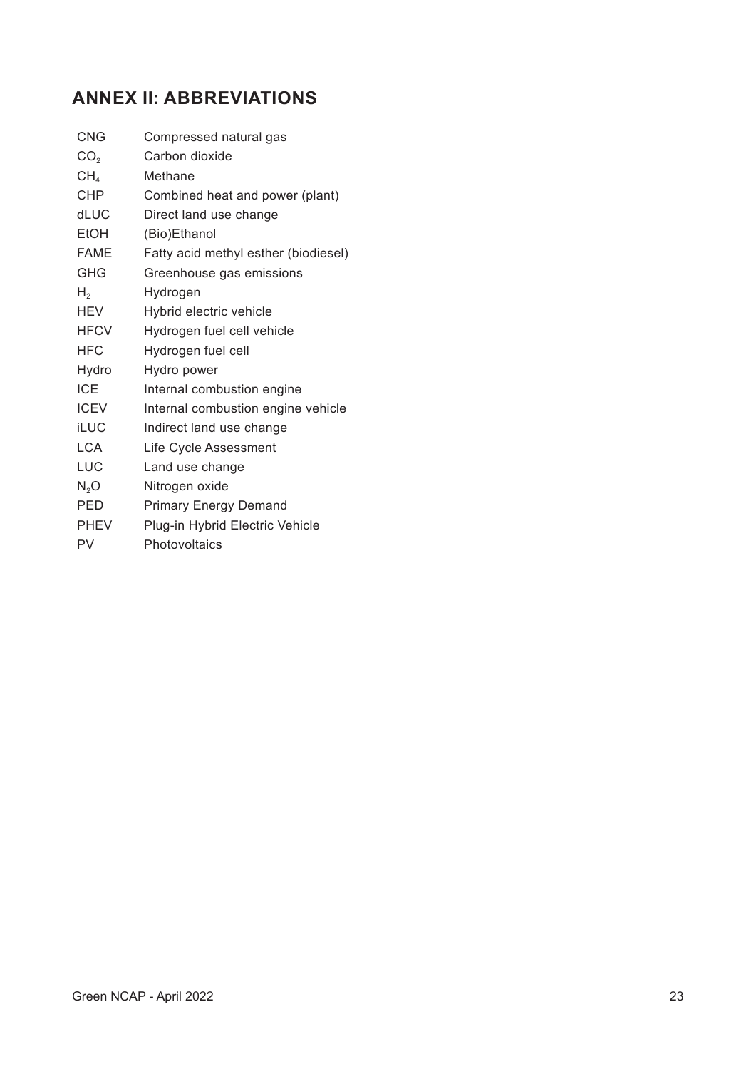## ANNEX II: ABBREVIATIONS

| | |
|---|---|
| CNG | Compressed natural gas |
| $CO_2$ | Carbon dioxide |
| $CH_4$ | Methane |
| CHP | Combined heat and power (plant) |
| dLUC | Direct land use change |
| EtOH | (Bio)Ethanol |
| FAME | Fatty acid methyl esther (biodiesel) |
| GHG | Greenhouse gas emissions |
| $H_2$ | Hydrogen |
| HEV | Hybrid electric vehicle |
| HFCV | Hydrogen fuel cell vehicle |
| HFC | Hydrogen fuel cell |
| Hydro | Hydro power |
| ICE | Internal combustion engine |
| ICEV | Internal combustion engine vehicle |
| iLUC | Indirect land use change |
| LCA | Life Cycle Assessment |
| LUC | Land use change |
| $N_2O$ | Nitrogen oxide |
| PED | Primary Energy Demand |
| PHEV | Plug-in Hybrid Electric Vehicle |
| PV | Photovoltaics |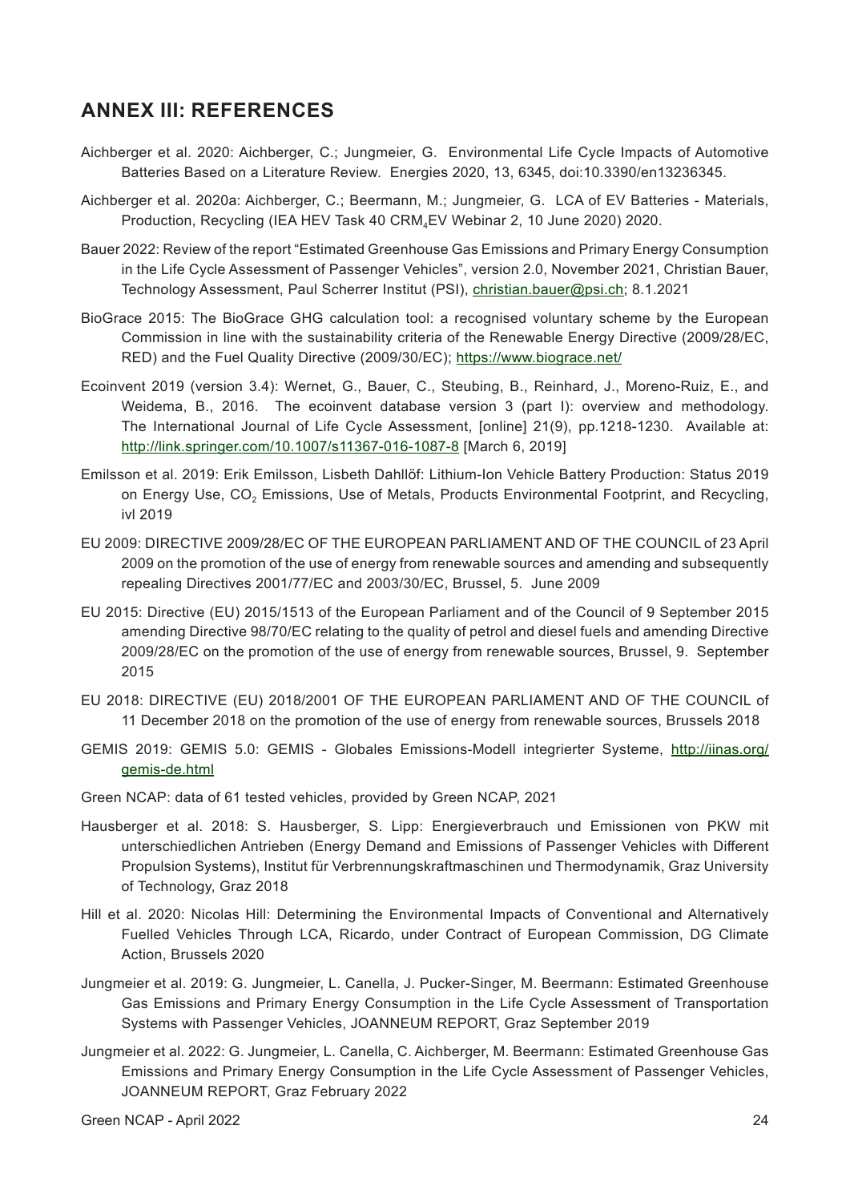## ANNEX III: REFERENCES

Aichberger et al. 2020: Aichberger, C.; Jungmeier, G. Environmental Life Cycle Impacts of Automotive Batteries Based on a Literature Review. Energies 2020, 13, 6345, doi:10.3390/en13236345.

Aichberger et al. 2020a: Aichberger, C.; Beermann, M.; Jungmeier, G. LCA of EV Batteries - Materials, Production, Recycling (IEA HEV Task 40 $CRM_4EV$ Webinar 2, 10 June 2020) 2020.

Bauer 2022: Review of the report "Estimated Greenhouse Gas Emissions and Primary Energy Consumption in the Life Cycle Assessment of Passenger Vehicles", version 2.0, November 2021, Christian Bauer, Technology Assessment, Paul Scherrer Institut (PSI), christian.bauer@psi.ch; 8.1.2021

BioGrace 2015: The BioGrace GHG calculation tool: a recognised voluntary scheme by the European Commission in line with the sustainability criteria of the Renewable Energy Directive (2009/28/EC, RED) and the Fuel Quality Directive (2009/30/EC); https://www.biograce.net/

Ecoinvent 2019 (version 3.4): Wernet, G., Bauer, C., Steubing, B., Reinhard, J., Moreno-Ruiz, E., and Weidema, B., 2016. The ecoinvent database version 3 (part I): overview and methodology. The International Journal of Life Cycle Assessment, [online] 21(9), pp.1218-1230. Available at: http://link.springer.com/10.1007/s11367-016-1087-8 [March 6, 2019]

Emilsson et al. 2019: Erik Emilsson, Lisbeth Dahllöf: Lithium-Ion Vehicle Battery Production: Status 2019 on Energy Use, $CO_2$ Emissions, Use of Metals, Products Environmental Footprint, and Recycling, ivl 2019

EU 2009: DIRECTIVE 2009/28/EC OF THE EUROPEAN PARLIAMENT AND OF THE COUNCIL of 23 April 2009 on the promotion of the use of energy from renewable sources and amending and subsequently repealing Directives 2001/77/EC and 2003/30/EC, Brussel, 5. June 2009

EU 2015: Directive (EU) 2015/1513 of the European Parliament and of the Council of 9 September 2015 amending Directive 98/70/EC relating to the quality of petrol and diesel fuels and amending Directive 2009/28/EC on the promotion of the use of energy from renewable sources, Brussel, 9. September 2015

EU 2018: DIRECTIVE (EU) 2018/2001 OF THE EUROPEAN PARLIAMENT AND OF THE COUNCIL of 11 December 2018 on the promotion of the use of energy from renewable sources, Brussels 2018

GEMIS 2019: GEMIS 5.0: GEMIS - Globales Emissions-Modell integrierter Systeme, http://iinas.org/gemis-de.html

Green NCAP: data of 61 tested vehicles, provided by Green NCAP, 2021

Hausberger et al. 2018: S. Hausberger, S. Lipp: Energieverbrauch und Emissionen von PKW mit unterschiedlichen Antrieben (Energy Demand and Emissions of Passenger Vehicles with Different Propulsion Systems), Institut für Verbrennungskraftmaschinen und Thermodynamik, Graz University of Technology, Graz 2018

Hill et al. 2020: Nicolas Hill: Determining the Environmental Impacts of Conventional and Alternatively Fuelled Vehicles Through LCA, Ricardo, under Contract of European Commission, DG Climate Action, Brussels 2020

Jungmeier et al. 2019: G. Jungmeier, L. Canella, J. Pucker-Singer, M. Beermann: Estimated Greenhouse Gas Emissions and Primary Energy Consumption in the Life Cycle Assessment of Transportation Systems with Passenger Vehicles, JOANNEUM REPORT, Graz September 2019

Jungmeier et al. 2022: G. Jungmeier, L. Canella, C. Aichberger, M. Beermann: Estimated Greenhouse Gas Emissions and Primary Energy Consumption in the Life Cycle Assessment of Passenger Vehicles, JOANNEUM REPORT, Graz February 2022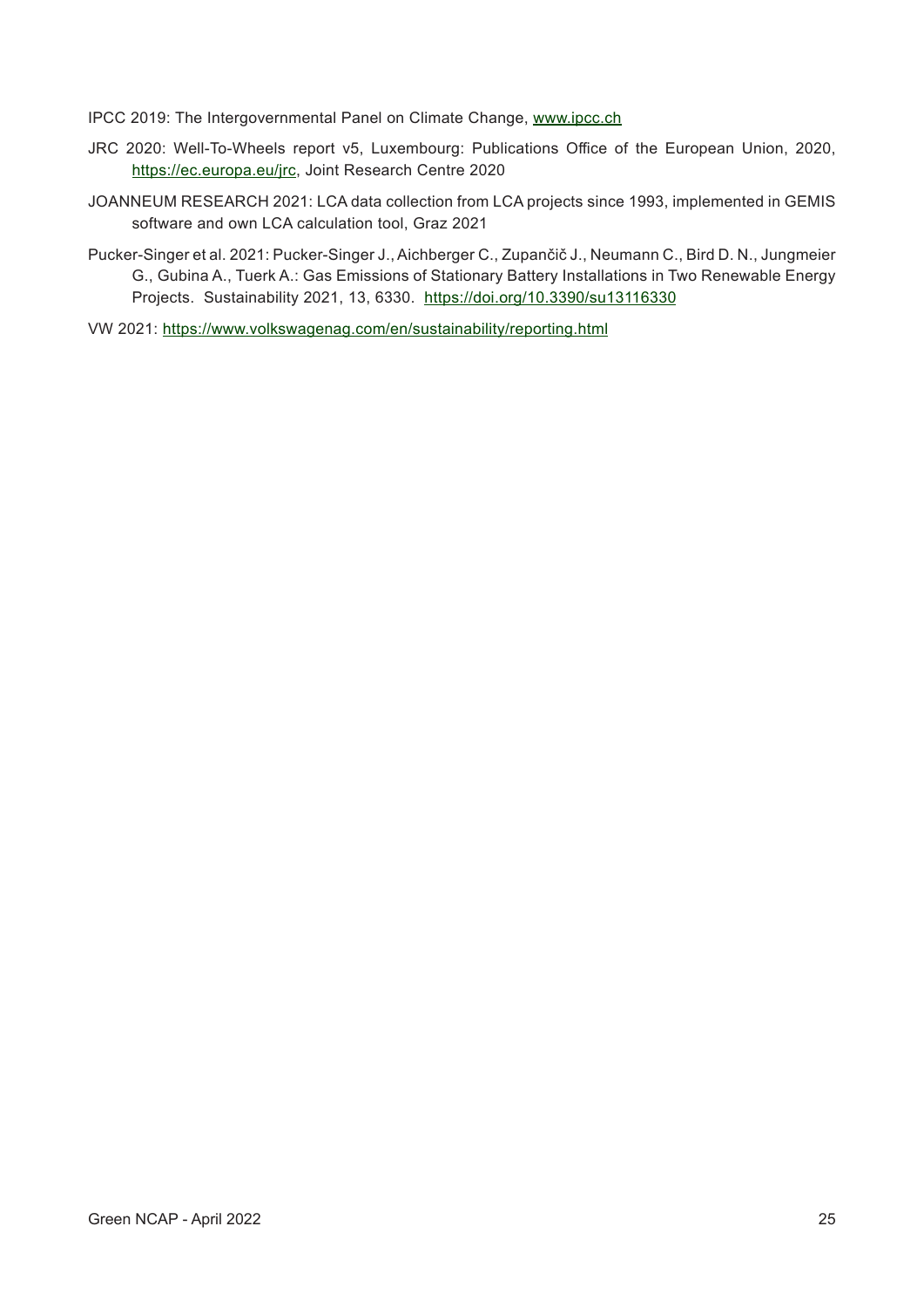IPCC 2019: The Intergovernmental Panel on Climate Change, www.ipcc.ch

JRC 2020: Well-To-Wheels report v5, Luxembourg: Publications Office of the European Union, 2020, https://ec.europa.eu/jrc, Joint Research Centre 2020

JOANNEUM RESEARCH 2021: LCA data collection from LCA projects since 1993, implemented in GEMIS software and own LCA calculation tool, Graz 2021

Pucker-Singer et al. 2021: Pucker-Singer J., Aichberger C., Zupančič J., Neumann C., Bird D. N., Jungmeier G., Gubina A., Tuerk A.: Gas Emissions of Stationary Battery Installations in Two Renewable Energy Projects. Sustainability 2021, 13, 6330. https://doi.org/10.3390/su13116330

VW 2021: https://www.volkswagenag.com/en/sustainability/reporting.html